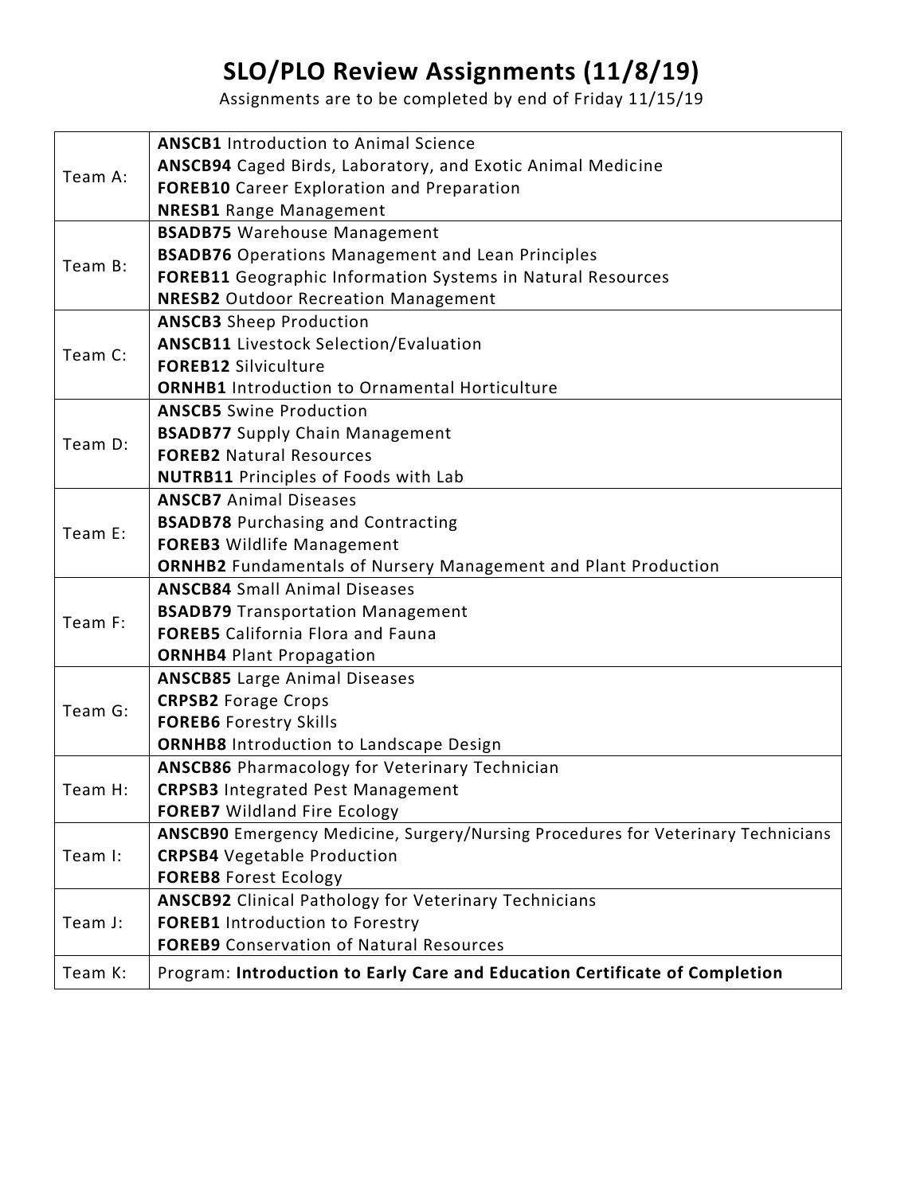# SLO/PLO Review Assignments (11/8/19)

Assignments are to be completed by end of Friday 11/15/19

| | |
|---|---|
| Team A: | **ANSCB1** Introduction to Animal Science<br>**ANSCB94** Caged Birds, Laboratory, and Exotic Animal Medicine<br>**FOREB10** Career Exploration and Preparation<br>**NRESB1** Range Management |
| Team B: | **BSADB75** Warehouse Management<br>**BSADB76** Operations Management and Lean Principles<br>**FOREB11** Geographic Information Systems in Natural Resources<br>**NRESB2** Outdoor Recreation Management |
| Team C: | **ANSCB3** Sheep Production<br>**ANSCB11** Livestock Selection/Evaluation<br>**FOREB12** Silviculture<br>**ORNHB1** Introduction to Ornamental Horticulture |
| Team D: | **ANSCB5** Swine Production<br>**BSADB77** Supply Chain Management<br>**FOREB2** Natural Resources<br>**NUTRB11** Principles of Foods with Lab |
| Team E: | **ANSCB7** Animal Diseases<br>**BSADB78** Purchasing and Contracting<br>**FOREB3** Wildlife Management<br>**ORNHB2** Fundamentals of Nursery Management and Plant Production |
| Team F: | **ANSCB84** Small Animal Diseases<br>**BSADB79** Transportation Management<br>**FOREB5** California Flora and Fauna<br>**ORNHB4** Plant Propagation |
| Team G: | **ANSCB85** Large Animal Diseases<br>**CRPSB2** Forage Crops<br>**FOREB6** Forestry Skills<br>**ORNHB8** Introduction to Landscape Design |
| Team H: | **ANSCB86** Pharmacology for Veterinary Technician<br>**CRPSB3** Integrated Pest Management<br>**FOREB7** Wildland Fire Ecology |
| Team I: | **ANSCB90** Emergency Medicine, Surgery/Nursing Procedures for Veterinary Technicians<br>**CRPSB4** Vegetable Production<br>**FOREB8** Forest Ecology |
| Team J: | **ANSCB92** Clinical Pathology for Veterinary Technicians<br>**FOREB1** Introduction to Forestry<br>**FOREB9** Conservation of Natural Resources |
| Team K: | Program: **Introduction to Early Care and Education Certificate of Completion** |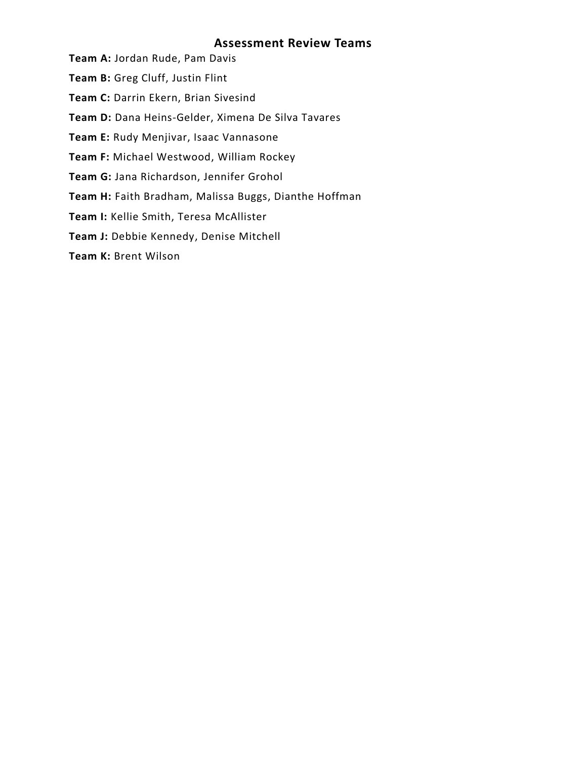## Assessment Review Teams

**Team A:** Jordan Rude, Pam Davis

**Team B:** Greg Cluff, Justin Flint

**Team C:** Darrin Ekern, Brian Sivesind

**Team D:** Dana Heins-Gelder, Ximena De Silva Tavares

**Team E:** Rudy Menjivar, Isaac Vannasone

**Team F:** Michael Westwood, William Rockey

**Team G:** Jana Richardson, Jennifer Grohol

**Team H:** Faith Bradham, Malissa Buggs, Dianthe Hoffman

**Team I:** Kellie Smith, Teresa McAllister

**Team J:** Debbie Kennedy, Denise Mitchell

**Team K:** Brent Wilson